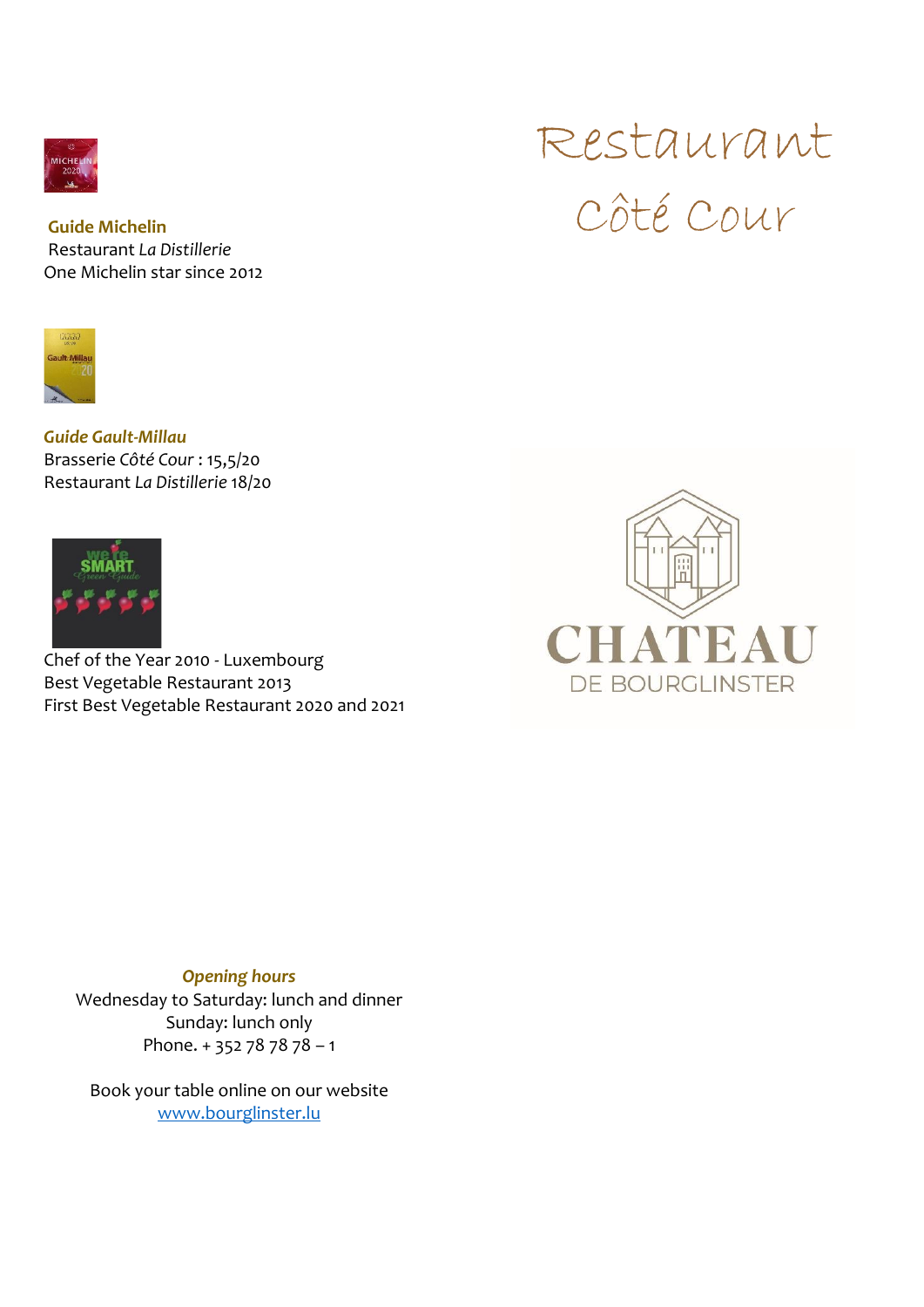# Restaurant Côté Cour

**Guide Michelin**
Restaurant *La Distillerie*
One Michelin star since 2012

***Guide Gault-Millau***
Brasserie *Côté Cour* : 15,5/20
Restaurant *La Distillerie* 18/20

Chef of the Year 2010 - Luxembourg
Best Vegetable Restaurant 2013
First Best Vegetable Restaurant 2020 and 2021

CHATEAU
DE BOURGLINSTER

***Opening hours***
Wednesday to Saturday: lunch and dinner
Sunday: lunch only
Phone. + 352 78 78 78 – 1

Book your table online on our website
[www.bourglinster.lu](http://www.bourglinster.lu)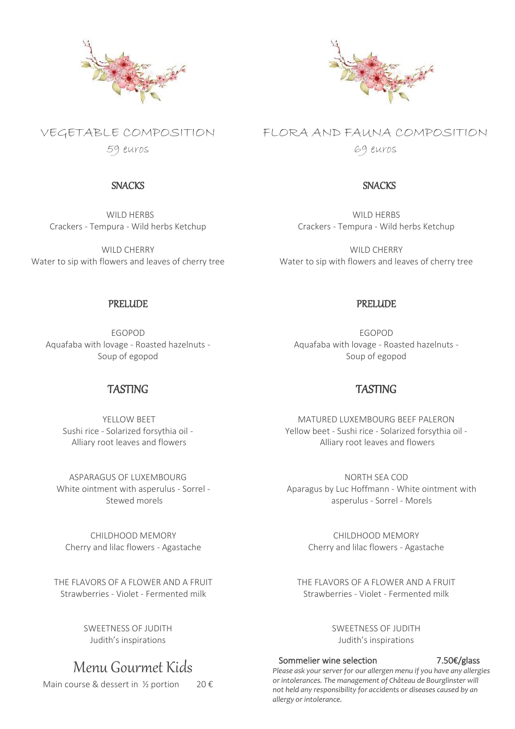# VEGETABLE COMPOSITION

59 euros

## SNACKS

WILD HERBS
Crackers - Tempura - Wild herbs Ketchup

WILD CHERRY
Water to sip with flowers and leaves of cherry tree

## PRELUDE

EGOPOD
Aquafaba with lovage - Roasted hazelnuts - Soup of egopod

## TASTING

YELLOW BEET
Sushi rice - Solarized forsythia oil - Alliary root leaves and flowers

ASPARAGUS OF LUXEMBOURG
White ointment with asperulus - Sorrel - Stewed morels

CHILDHOOD MEMORY
Cherry and lilac flowers - Agastache

THE FLAVORS OF A FLOWER AND A FRUIT
Strawberries - Violet - Fermented milk

SWEETNESS OF JUDITH
Judith's inspirations

# Menu Gourmet Kids

Main course & dessert in ½ portion 20 €

# FLORA AND FAUNA COMPOSITION

69 euros

## SNACKS

WILD HERBS
Crackers - Tempura - Wild herbs Ketchup

WILD CHERRY
Water to sip with flowers and leaves of cherry tree

## PRELUDE

EGOPOD
Aquafaba with lovage - Roasted hazelnuts - Soup of egopod

## TASTING

MATURED LUXEMBOURG BEEF PALERON
Yellow beet - Sushi rice - Solarized forsythia oil - Alliary root leaves and flowers

NORTH SEA COD
Aparagus by Luc Hoffmann - White ointment with asperulus - Sorrel - Morels

CHILDHOOD MEMORY
Cherry and lilac flowers - Agastache

THE FLAVORS OF A FLOWER AND A FRUIT
Strawberries - Violet - Fermented milk

SWEETNESS OF JUDITH
Judith's inspirations

Sommelier wine selection 7.50€/glass

*Please ask your server for our allergen menu if you have any allergies or intolerances. The management of Château de Bourglinster will not held any responsibility for accidents or diseases caused by an allergy or intolerance.*